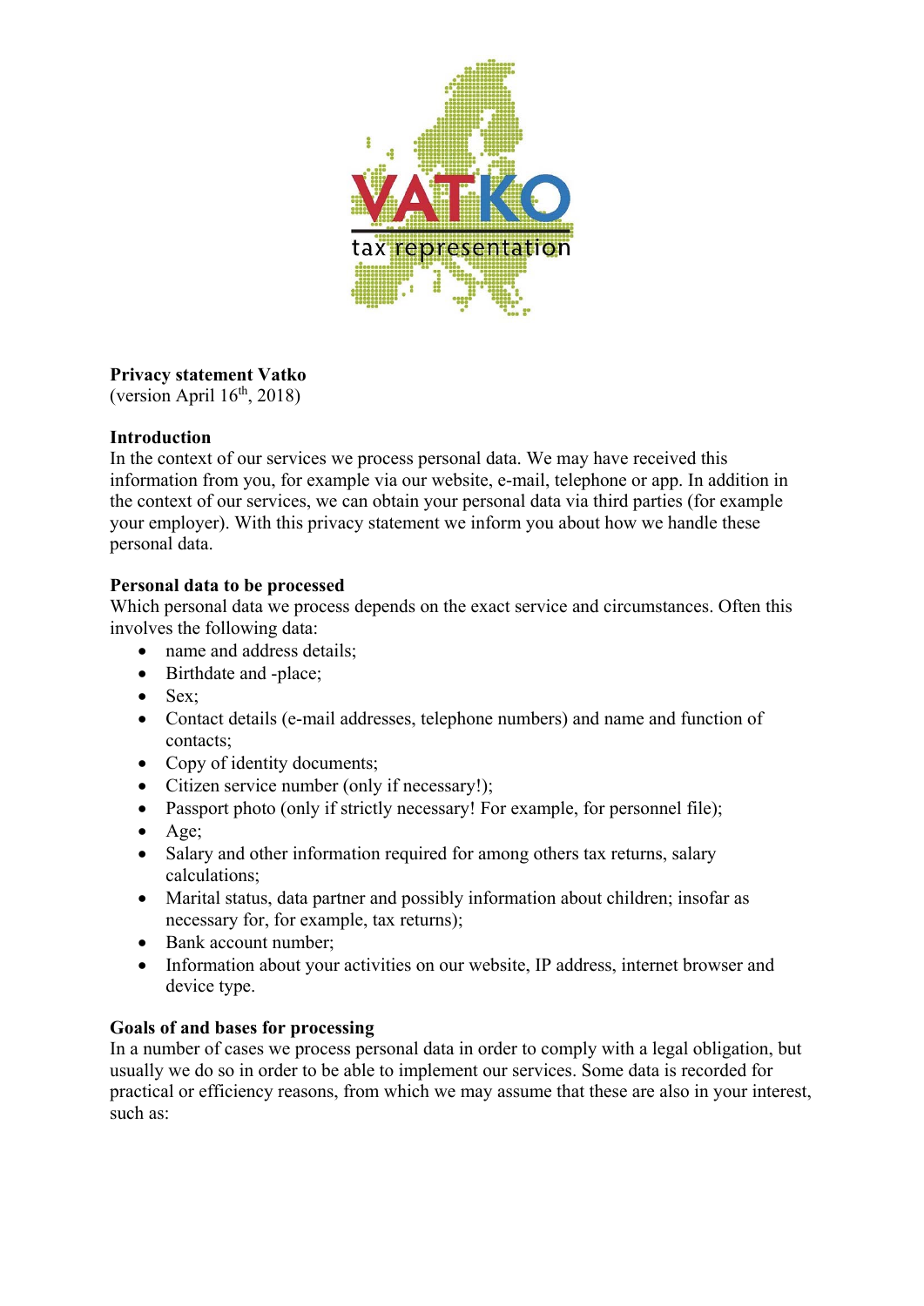**Privacy statement Vatko**
(version April 16th, 2018)

**Introduction**
In the context of our services we process personal data. We may have received this information from you, for example via our website, e-mail, telephone or app. In addition in the context of our services, we can obtain your personal data via third parties (for example your employer). With this privacy statement we inform you about how we handle these personal data.

**Personal data to be processed**
Which personal data we process depends on the exact service and circumstances. Often this involves the following data:

- name and address details;
- Birthdate and -place;
- Sex;
- Contact details (e-mail addresses, telephone numbers) and name and function of contacts;
- Copy of identity documents;
- Citizen service number (only if necessary!);
- Passport photo (only if strictly necessary! For example, for personnel file);
- Age;
- Salary and other information required for among others tax returns, salary calculations;
- Marital status, data partner and possibly information about children; insofar as necessary for, for example, tax returns);
- Bank account number;
- Information about your activities on our website, IP address, internet browser and device type.

**Goals of and bases for processing**
In a number of cases we process personal data in order to comply with a legal obligation, but usually we do so in order to be able to implement our services. Some data is recorded for practical or efficiency reasons, from which we may assume that these are also in your interest, such as: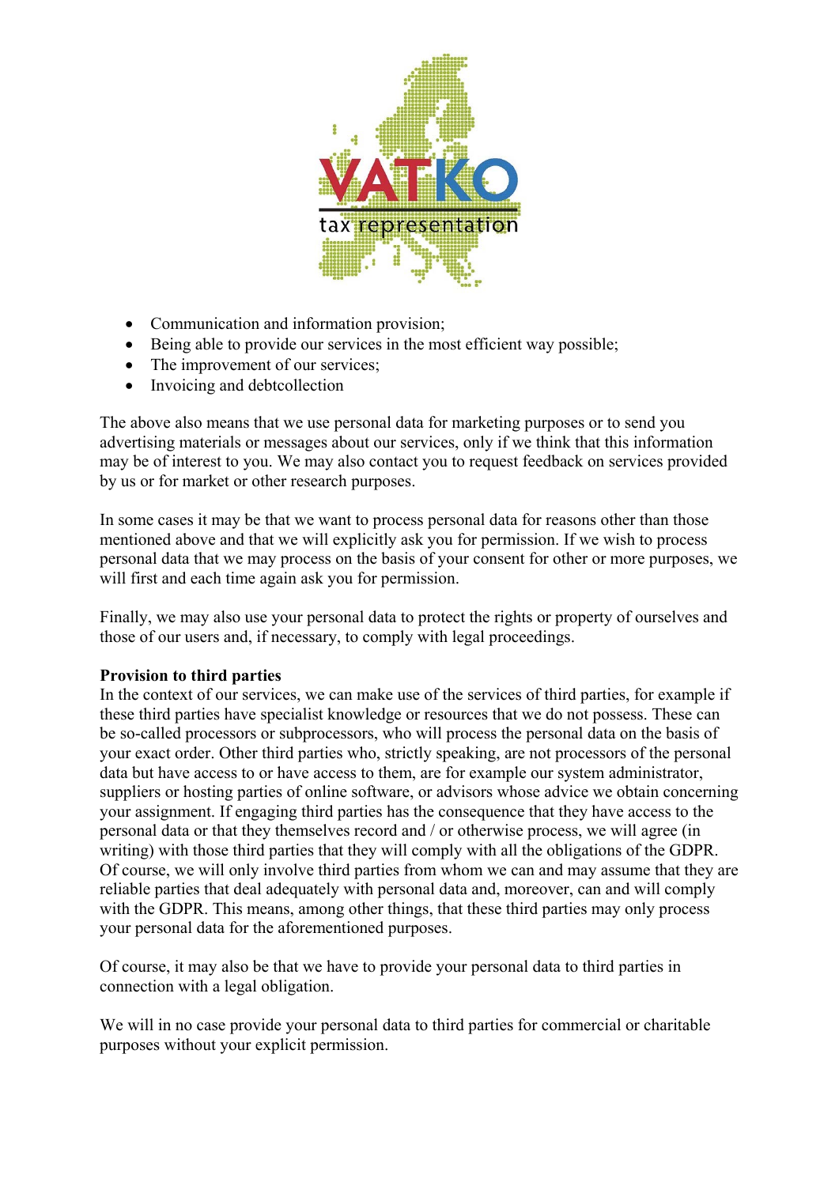- Communication and information provision;
- Being able to provide our services in the most efficient way possible;
- The improvement of our services;
- Invoicing and debtcollection

The above also means that we use personal data for marketing purposes or to send you advertising materials or messages about our services, only if we think that this information may be of interest to you. We may also contact you to request feedback on services provided by us or for market or other research purposes.

In some cases it may be that we want to process personal data for reasons other than those mentioned above and that we will explicitly ask you for permission. If we wish to process personal data that we may process on the basis of your consent for other or more purposes, we will first and each time again ask you for permission.

Finally, we may also use your personal data to protect the rights or property of ourselves and those of our users and, if necessary, to comply with legal proceedings.

**Provision to third parties**

In the context of our services, we can make use of the services of third parties, for example if these third parties have specialist knowledge or resources that we do not possess. These can be so-called processors or subprocessors, who will process the personal data on the basis of your exact order. Other third parties who, strictly speaking, are not processors of the personal data but have access to or have access to them, are for example our system administrator, suppliers or hosting parties of online software, or advisors whose advice we obtain concerning your assignment. If engaging third parties has the consequence that they have access to the personal data or that they themselves record and / or otherwise process, we will agree (in writing) with those third parties that they will comply with all the obligations of the GDPR. Of course, we will only involve third parties from whom we can and may assume that they are reliable parties that deal adequately with personal data and, moreover, can and will comply with the GDPR. This means, among other things, that these third parties may only process your personal data for the aforementioned purposes.

Of course, it may also be that we have to provide your personal data to third parties in connection with a legal obligation.

We will in no case provide your personal data to third parties for commercial or charitable purposes without your explicit permission.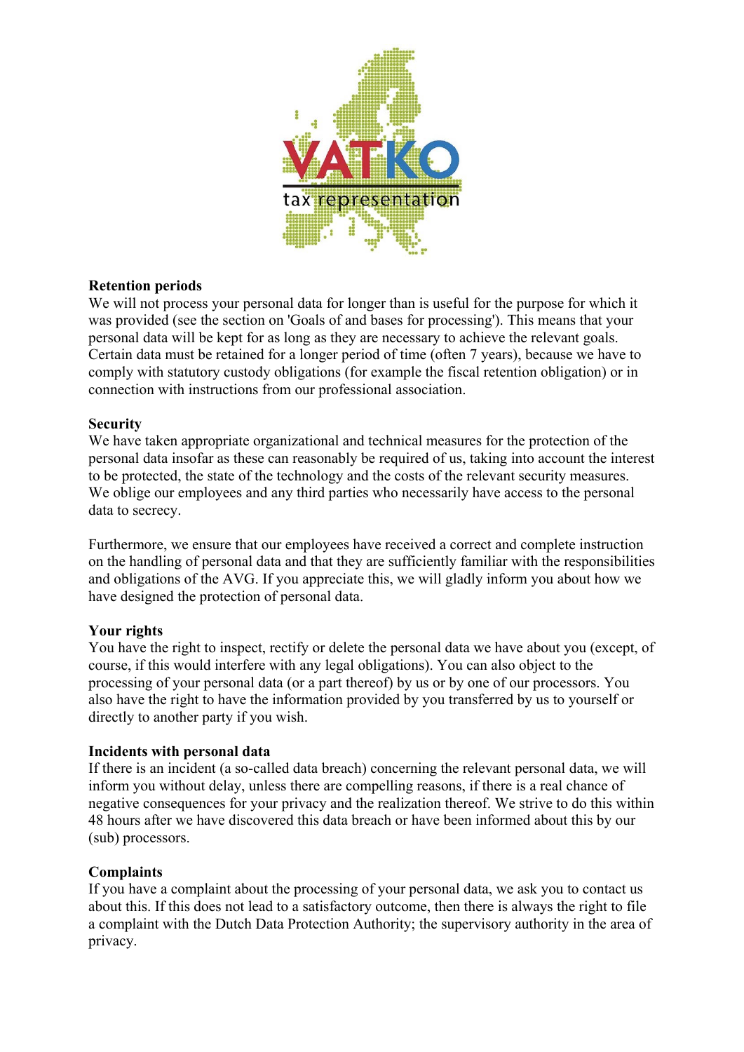**Retention periods**

We will not process your personal data for longer than is useful for the purpose for which it was provided (see the section on 'Goals of and bases for processing'). This means that your personal data will be kept for as long as they are necessary to achieve the relevant goals. Certain data must be retained for a longer period of time (often 7 years), because we have to comply with statutory custody obligations (for example the fiscal retention obligation) or in connection with instructions from our professional association.

**Security**

We have taken appropriate organizational and technical measures for the protection of the personal data insofar as these can reasonably be required of us, taking into account the interest to be protected, the state of the technology and the costs of the relevant security measures. We oblige our employees and any third parties who necessarily have access to the personal data to secrecy.

Furthermore, we ensure that our employees have received a correct and complete instruction on the handling of personal data and that they are sufficiently familiar with the responsibilities and obligations of the AVG. If you appreciate this, we will gladly inform you about how we have designed the protection of personal data.

**Your rights**

You have the right to inspect, rectify or delete the personal data we have about you (except, of course, if this would interfere with any legal obligations). You can also object to the processing of your personal data (or a part thereof) by us or by one of our processors. You also have the right to have the information provided by you transferred by us to yourself or directly to another party if you wish.

**Incidents with personal data**

If there is an incident (a so-called data breach) concerning the relevant personal data, we will inform you without delay, unless there are compelling reasons, if there is a real chance of negative consequences for your privacy and the realization thereof. We strive to do this within 48 hours after we have discovered this data breach or have been informed about this by our (sub) processors.

**Complaints**

If you have a complaint about the processing of your personal data, we ask you to contact us about this. If this does not lead to a satisfactory outcome, then there is always the right to file a complaint with the Dutch Data Protection Authority; the supervisory authority in the area of privacy.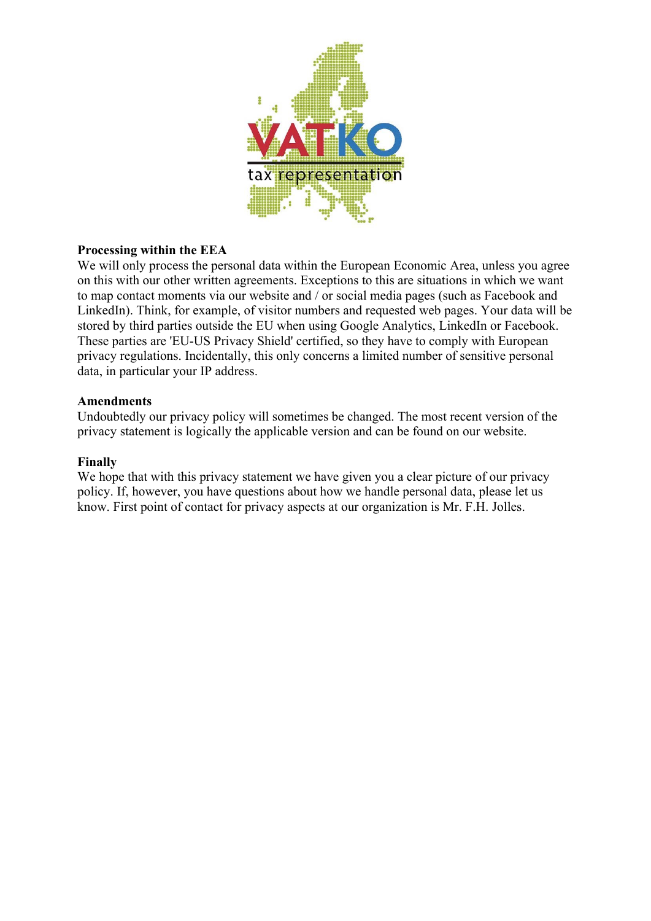### Processing within the EEA

We will only process the personal data within the European Economic Area, unless you agree on this with our other written agreements. Exceptions to this are situations in which we want to map contact moments via our website and / or social media pages (such as Facebook and LinkedIn). Think, for example, of visitor numbers and requested web pages. Your data will be stored by third parties outside the EU when using Google Analytics, LinkedIn or Facebook. These parties are 'EU-US Privacy Shield' certified, so they have to comply with European privacy regulations. Incidentally, this only concerns a limited number of sensitive personal data, in particular your IP address.

### Amendments

Undoubtedly our privacy policy will sometimes be changed. The most recent version of the privacy statement is logically the applicable version and can be found on our website.

### Finally

We hope that with this privacy statement we have given you a clear picture of our privacy policy. If, however, you have questions about how we handle personal data, please let us know. First point of contact for privacy aspects at our organization is Mr. F.H. Jolles.